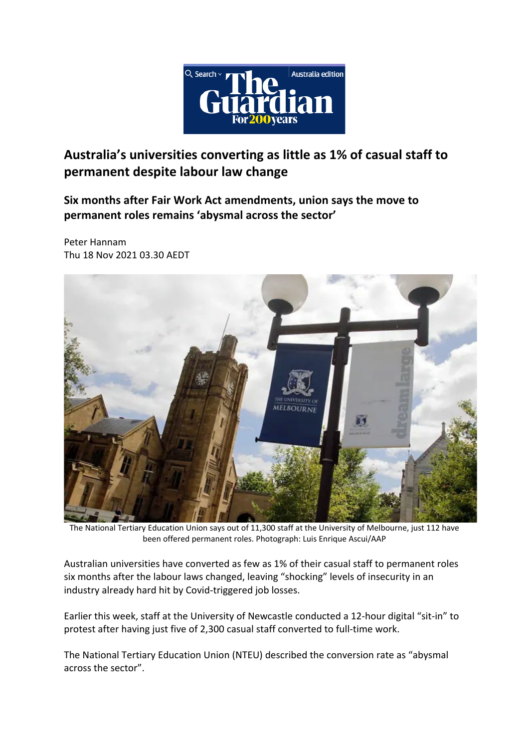# Australia's universities converting as little as 1% of casual staff to permanent despite labour law change

## Six months after Fair Work Act amendments, union says the move to permanent roles remains 'abysmal across the sector'

Peter Hannam
Thu 18 Nov 2021 03.30 AEDT

The National Tertiary Education Union says out of 11,300 staff at the University of Melbourne, just 112 have been offered permanent roles. Photograph: Luis Enrique Ascui/AAP

Australian universities have converted as few as 1% of their casual staff to permanent roles six months after the labour laws changed, leaving "shocking" levels of insecurity in an industry already hard hit by Covid-triggered job losses.

Earlier this week, staff at the University of Newcastle conducted a 12-hour digital "sit-in" to protest after having just five of 2,300 casual staff converted to full-time work.

The National Tertiary Education Union (NTEU) described the conversion rate as "abysmal across the sector".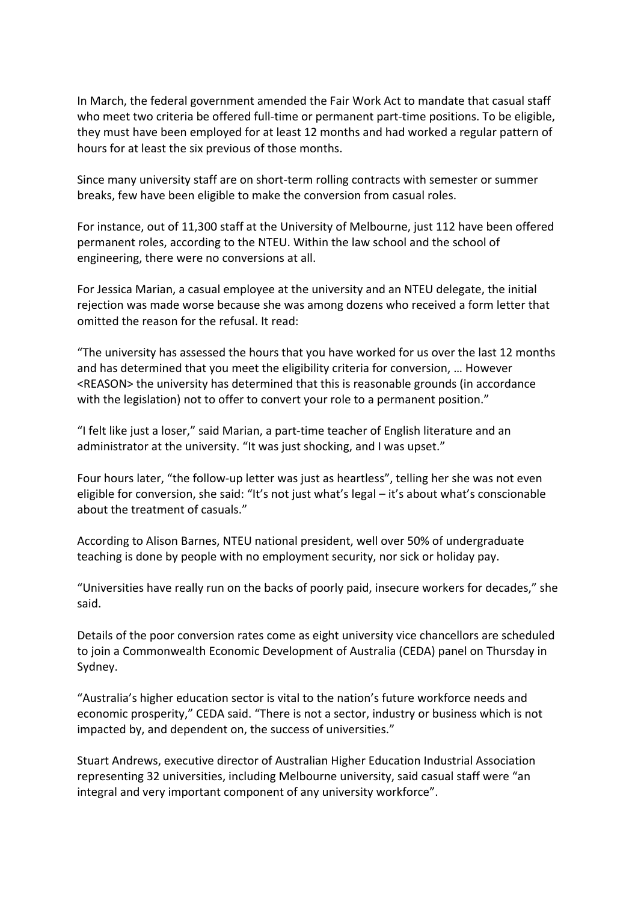In March, the federal government amended the Fair Work Act to mandate that casual staff who meet two criteria be offered full-time or permanent part-time positions. To be eligible, they must have been employed for at least 12 months and had worked a regular pattern of hours for at least the six previous of those months.

Since many university staff are on short-term rolling contracts with semester or summer breaks, few have been eligible to make the conversion from casual roles.

For instance, out of 11,300 staff at the University of Melbourne, just 112 have been offered permanent roles, according to the NTEU. Within the law school and the school of engineering, there were no conversions at all.

For Jessica Marian, a casual employee at the university and an NTEU delegate, the initial rejection was made worse because she was among dozens who received a form letter that omitted the reason for the refusal. It read:

"The university has assessed the hours that you have worked for us over the last 12 months and has determined that you meet the eligibility criteria for conversion, … However <REASON> the university has determined that this is reasonable grounds (in accordance with the legislation) not to offer to convert your role to a permanent position."

"I felt like just a loser," said Marian, a part-time teacher of English literature and an administrator at the university. "It was just shocking, and I was upset."

Four hours later, "the follow-up letter was just as heartless", telling her she was not even eligible for conversion, she said: "It's not just what's legal – it's about what's conscionable about the treatment of casuals."

According to Alison Barnes, NTEU national president, well over 50% of undergraduate teaching is done by people with no employment security, nor sick or holiday pay.

"Universities have really run on the backs of poorly paid, insecure workers for decades," she said.

Details of the poor conversion rates come as eight university vice chancellors are scheduled to join a Commonwealth Economic Development of Australia (CEDA) panel on Thursday in Sydney.

"Australia's higher education sector is vital to the nation's future workforce needs and economic prosperity," CEDA said. "There is not a sector, industry or business which is not impacted by, and dependent on, the success of universities."

Stuart Andrews, executive director of Australian Higher Education Industrial Association representing 32 universities, including Melbourne university, said casual staff were "an integral and very important component of any university workforce".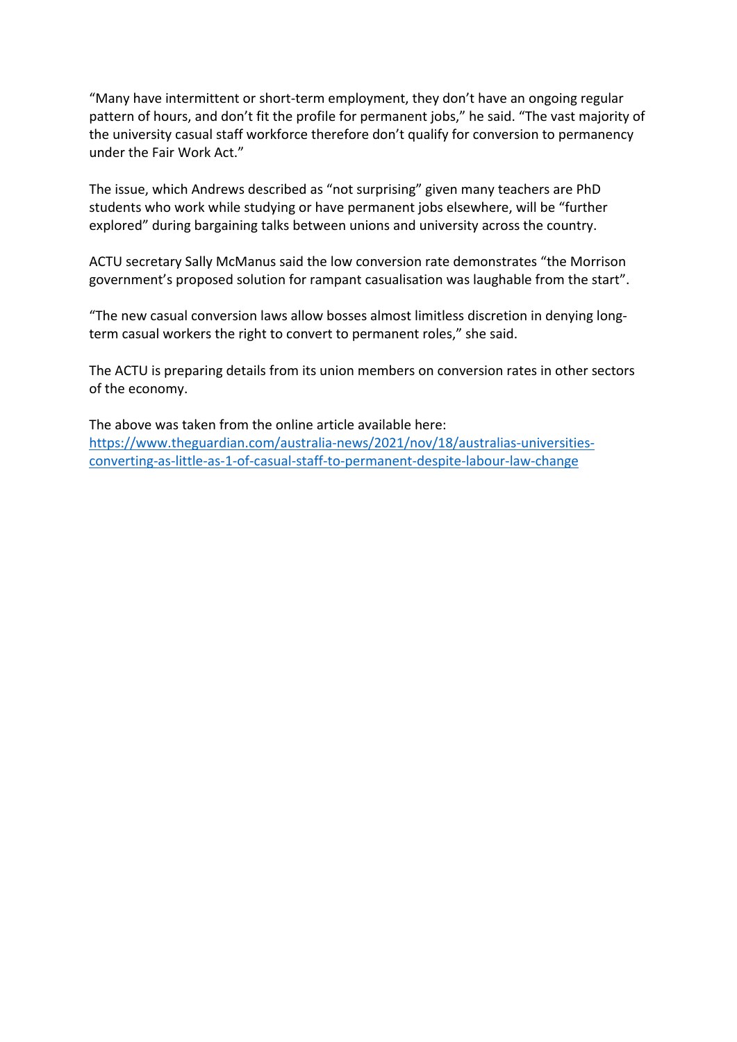"Many have intermittent or short-term employment, they don't have an ongoing regular pattern of hours, and don't fit the profile for permanent jobs," he said. "The vast majority of the university casual staff workforce therefore don't qualify for conversion to permanency under the Fair Work Act."

The issue, which Andrews described as "not surprising" given many teachers are PhD students who work while studying or have permanent jobs elsewhere, will be "further explored" during bargaining talks between unions and university across the country.

ACTU secretary Sally McManus said the low conversion rate demonstrates "the Morrison government's proposed solution for rampant casualisation was laughable from the start".

"The new casual conversion laws allow bosses almost limitless discretion in denying long-term casual workers the right to convert to permanent roles," she said.

The ACTU is preparing details from its union members on conversion rates in other sectors of the economy.

The above was taken from the online article available here:
[https://www.theguardian.com/australia-news/2021/nov/18/australias-universities-converting-as-little-as-1-of-casual-staff-to-permanent-despite-labour-law-change](https://www.theguardian.com/australia-news/2021/nov/18/australias-universities-converting-as-little-as-1-of-casual-staff-to-permanent-despite-labour-law-change)